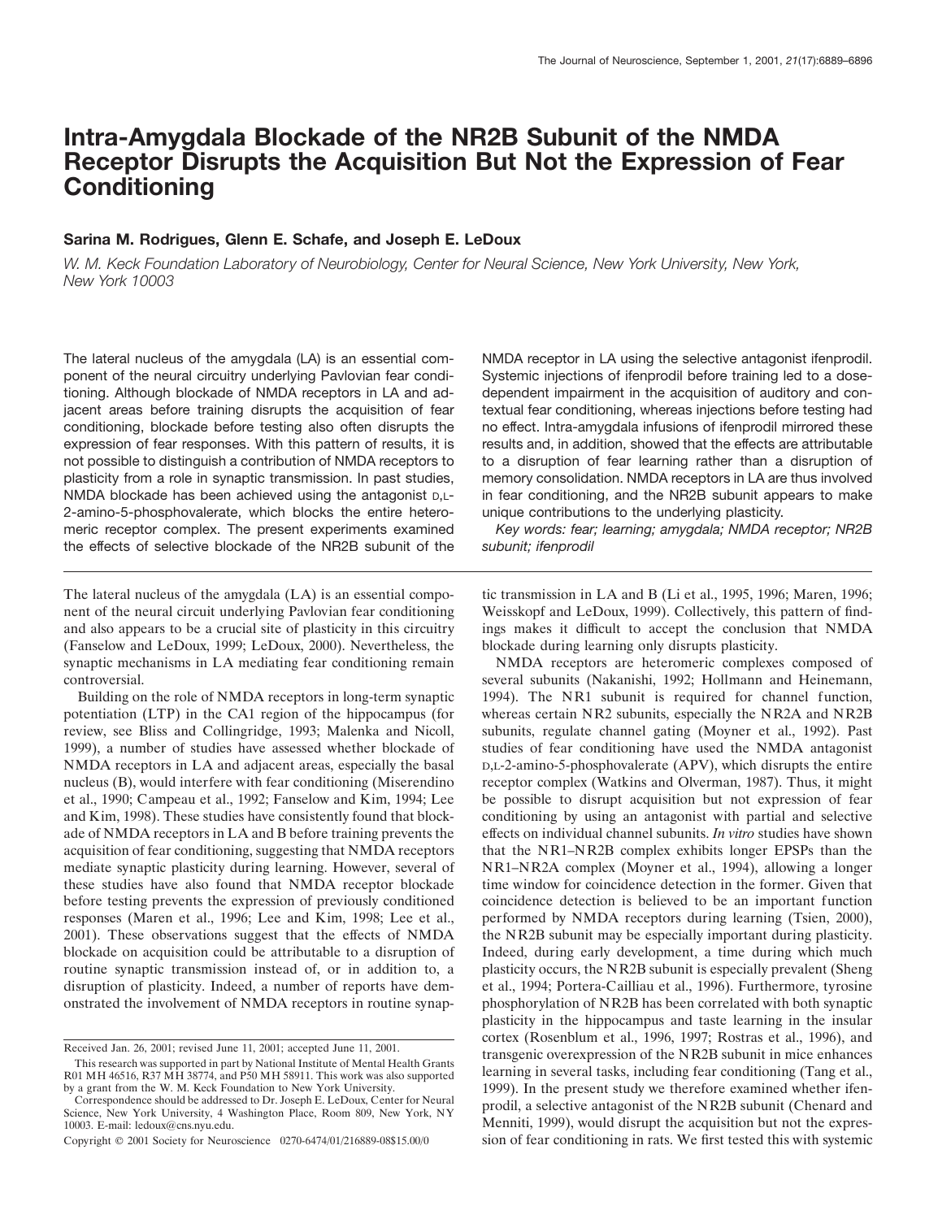# Intra-Amygdala Blockade of the NR2B Subunit of the NMDA Receptor Disrupts the Acquisition But Not the Expression of Fear Conditioning

**Sarina M. Rodrigues, Glenn E. Schafe, and Joseph E. LeDoux**

*W. M. Keck Foundation Laboratory of Neurobiology, Center for Neural Science, New York University, New York, New York 10003*

The lateral nucleus of the amygdala (LA) is an essential component of the neural circuitry underlying Pavlovian fear conditioning. Although blockade of NMDA receptors in LA and adjacent areas before training disrupts the acquisition of fear conditioning, blockade before testing also often disrupts the expression of fear responses. With this pattern of results, it is not possible to distinguish a contribution of NMDA receptors to plasticity from a role in synaptic transmission. In past studies, NMDA blockade has been achieved using the antagonist D,L-2-amino-5-phosphovalerate, which blocks the entire heteromeric receptor complex. The present experiments examined the effects of selective blockade of the NR2B subunit of the NMDA receptor in LA using the selective antagonist ifenprodil. Systemic injections of ifenprodil before training led to a dose-dependent impairment in the acquisition of auditory and contextual fear conditioning, whereas injections before testing had no effect. Intra-amygdala infusions of ifenprodil mirrored these results and, in addition, showed that the effects are attributable to a disruption of fear learning rather than a disruption of memory consolidation. NMDA receptors in LA are thus involved in fear conditioning, and the NR2B subunit appears to make unique contributions to the underlying plasticity.

*Key words: fear; learning; amygdala; NMDA receptor; NR2B subunit; ifenprodil*

The lateral nucleus of the amygdala (LA) is an essential component of the neural circuit underlying Pavlovian fear conditioning and also appears to be a crucial site of plasticity in this circuitry (Fanselow and LeDoux, 1999; LeDoux, 2000). Nevertheless, the synaptic mechanisms in LA mediating fear conditioning remain controversial.

Building on the role of NMDA receptors in long-term synaptic potentiation (LTP) in the CA1 region of the hippocampus (for review, see Bliss and Collingridge, 1993; Malenka and Nicoll, 1999), a number of studies have assessed whether blockade of NMDA receptors in LA and adjacent areas, especially the basal nucleus (B), would interfere with fear conditioning (Miserendino et al., 1990; Campeau et al., 1992; Fanselow and Kim, 1994; Lee and Kim, 1998). These studies have consistently found that blockade of NMDA receptors in LA and B before training prevents the acquisition of fear conditioning, suggesting that NMDA receptors mediate synaptic plasticity during learning. However, several of these studies have also found that NMDA receptor blockade before testing prevents the expression of previously conditioned responses (Maren et al., 1996; Lee and Kim, 1998; Lee et al., 2001). These observations suggest that the effects of NMDA blockade on acquisition could be attributable to a disruption of routine synaptic transmission instead of, or in addition to, a disruption of plasticity. Indeed, a number of reports have demonstrated the involvement of NMDA receptors in routine synaptic transmission in LA and B (Li et al., 1995, 1996; Maren, 1996; Weisskopf and LeDoux, 1999). Collectively, this pattern of findings makes it difficult to accept the conclusion that NMDA blockade during learning only disrupts plasticity.

NMDA receptors are heteromeric complexes composed of several subunits (Nakanishi, 1992; Hollmann and Heinemann, 1994). The NR1 subunit is required for channel function, whereas certain NR2 subunits, especially the NR2A and NR2B subunits, regulate channel gating (Moyner et al., 1992). Past studies of fear conditioning have used the NMDA antagonist D,L-2-amino-5-phosphovalerate (APV), which disrupts the entire receptor complex (Watkins and Olverman, 1987). Thus, it might be possible to disrupt acquisition but not expression of fear conditioning by using an antagonist with partial and selective effects on individual channel subunits. *In vitro* studies have shown that the NR1–NR2B complex exhibits longer EPSPs than the NR1–NR2A complex (Moyner et al., 1994), allowing a longer time window for coincidence detection in the former. Given that coincidence detection is believed to be an important function performed by NMDA receptors during learning (Tsien, 2000), the NR2B subunit may be especially important during plasticity. Indeed, during early development, a time during which much plasticity occurs, the NR2B subunit is especially prevalent (Sheng et al., 1994; Portera-Cailliau et al., 1996). Furthermore, tyrosine phosphorylation of NR2B has been correlated with both synaptic plasticity in the hippocampus and taste learning in the insular cortex (Rosenblum et al., 1996, 1997; Rostras et al., 1996), and transgenic overexpression of the NR2B subunit in mice enhances learning in several tasks, including fear conditioning (Tang et al., 1999). In the present study we therefore examined whether ifenprodil, a selective antagonist of the NR2B subunit (Chenard and Menniti, 1999), would disrupt the acquisition but not the expression of fear conditioning in rats. We first tested this with systemic

Received Jan. 26, 2001; revised June 11, 2001; accepted June 11, 2001.

This research was supported in part by National Institute of Mental Health Grants R01 MH 46516, R37 MH 38774, and P50 MH 58911. This work was also supported by a grant from the W. M. Keck Foundation to New York University.

Correspondence should be addressed to Dr. Joseph E. LeDoux, Center for Neural Science, New York University, 4 Washington Place, Room 809, New York, NY 10003. E-mail: ledoux@cns.nyu.edu.

Copyright © 2001 Society for Neuroscience 0270-6474/01/216889-08$15.00/0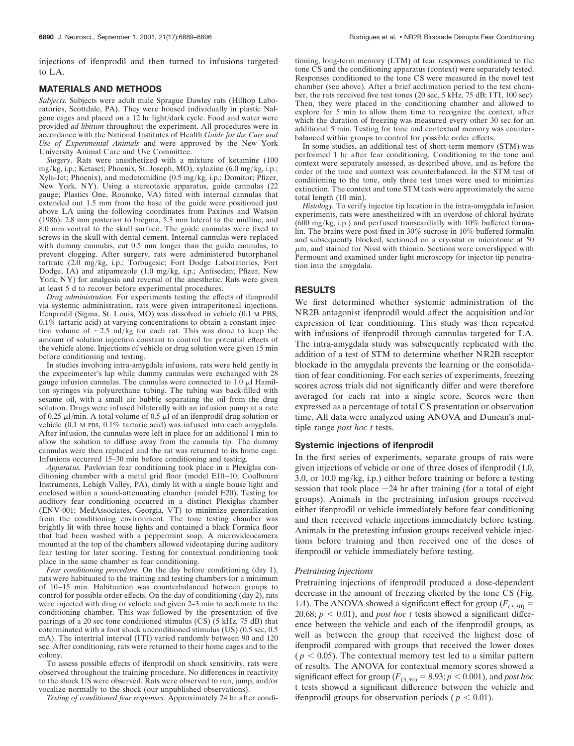injections of ifenprodil and then turned to infusions targeted to LA.

## MATERIALS AND METHODS

*Subjects.* Subjects were adult male Sprague Dawley rats (Hilltop Laboratories, Scottdale, PA). They were housed individually in plastic Nalgene cages and placed on a 12 hr light/dark cycle. Food and water were provided *ad libitum* throughout the experiment. All procedures were in accordance with the National Institutes of Health *Guide for the Care and Use of Experimental Animals* and were approved by the New York University Animal Care and Use Committee.

*Surgery.* Rats were anesthetized with a mixture of ketamine (100 mg/kg, i.p.; Ketaset; Phoenix, St. Joseph, MO), xylazine (6.0 mg/kg, i.p.; Xyla-Jet; Phoenix), and medetomidine (0.5 mg/kg, i.p.; Domitor; Pfizer, New York, NY). Using a stereotaxic apparatus, guide cannulas (22 gauge; Plastics One, Roanoke, VA) fitted with internal cannulas that extended out 1.5 mm from the base of the guide were positioned just above LA using the following coordinates from Paxinos and Watson (1986): 2.8 mm posterior to bregma, 5.3 mm lateral to the midline, and 8.0 mm ventral to the skull surface. The guide cannulas were fixed to screws in the skull with dental cement. Internal cannulas were replaced with dummy cannulas, cut 0.5 mm longer than the guide cannulas, to prevent clogging. After surgery, rats were administered butorphanol tartrate (2.0 mg/kg, i.p.; Torbugesic; Fort Dodge Laboratories, Fort Dodge, IA) and atipamezole (1.0 mg/kg, i.p.; Antisedan; Pfizer, New York, NY) for analgesia and reversal of the anesthetic. Rats were given at least 5 d to recover before experimental procedures.

*Drug administration.* For experiments testing the effects of ifenprodil via systemic administration, rats were given intraperitoneal injections. Ifenprodil (Sigma, St. Louis, MO) was dissolved in vehicle (0.1 M PBS, 0.1% tartaric acid) at varying concentrations to obtain a constant injection volume of ~2.5 ml/kg for each rat. This was done to keep the amount of solution injection constant to control for potential effects of the vehicle alone. Injections of vehicle or drug solution were given 15 min before conditioning and testing.

In studies involving intra-amygdala infusions, rats were held gently in the experimenter's lap while dummy cannulas were exchanged with 28 gauge infusion cannulas. The cannulas were connected to 1.0 μl Hamilton syringes via polyurethane tubing. The tubing was back-filled with sesame oil, with a small air bubble separating the oil from the drug solution. Drugs were infused bilaterally with an infusion pump at a rate of 0.25 μl/min. A total volume of 0.5 μl of an ifenprodil drug solution or vehicle (0.1 M PBS, 0.1% tartaric acid) was infused into each amygdala. After infusion, the cannulas were left in place for an additional 1 min to allow the solution to diffuse away from the cannula tip. The dummy cannulas were then replaced and the rat was returned to its home cage. Infusions occurred 15–30 min before conditioning and testing.

*Apparatus.* Pavlovian fear conditioning took place in a Plexiglas conditioning chamber with a metal grid floor (model E10–10; Coulbourn Instruments, Lehigh Valley, PA), dimly lit with a single house light and enclosed within a sound-attenuating chamber (model E20). Testing for auditory fear conditioning occurred in a distinct Plexiglas chamber (ENV-001; MedAssociates, Georgia, VT) to minimize generalization from the conditioning environment. The tone testing chamber was brightly lit with three house lights and contained a black Formica floor that had been washed with a peppermint soap. A microvideocamera mounted at the top of the chambers allowed videotaping during auditory fear testing for later scoring. Testing for contextual conditioning took place in the same chamber as fear conditioning.

*Fear conditioning procedure.* On the day before conditioning (day 1), rats were habituated to the training and testing chambers for a minimum of 10–15 min. Habituation was counterbalanced between groups to control for possible order effects. On the day of conditioning (day 2), rats were injected with drug or vehicle and given 2–3 min to acclimate to the conditioning chamber. This was followed by the presentation of five pairings of a 20 sec tone conditioned stimulus (CS) (5 kHz, 75 dB) that coterminated with a foot shock unconditioned stimulus (US) (0.5 sec, 0.5 mA). The intertrial interval (ITI) varied randomly between 90 and 120 sec. After conditioning, rats were returned to their home cages and to the colony.

To assess possible effects of ifenprodil on shock sensitivity, rats were observed throughout the training procedure. No differences in reactivity to the shock US were observed. Rats were observed to run, jump, and/or vocalize normally to the shock (our unpublished observations).

*Testing of conditioned fear responses.* Approximately 24 hr after conditioning, long-term memory (LTM) of fear responses conditioned to the tone CS and the conditioning apparatus (context) were separately tested. Responses conditioned to the tone CS were measured in the novel test chamber (see above). After a brief acclimation period to the test chamber, the rats received five test tones (20 sec, 5 kHz, 75 dB; ITI, 100 sec). Then, they were placed in the conditioning chamber and allowed to explore for 5 min to allow them time to recognize the context, after which the duration of freezing was measured every other 30 sec for an additional 5 min. Testing for tone and contextual memory was counterbalanced within groups to control for possible order effects.

In some studies, an additional test of short-term memory (STM) was performed 1 hr after fear conditioning. Conditioning to the tone and context were separately assessed, as described above, and as before the order of the tone and context was counterbalanced. In the STM test of conditioning to the tone, only three test tones were used to minimize extinction. The context and tone STM tests were approximately the same total length (10 min).

*Histology.* To verify injector tip location in the intra-amygdala infusion experiments, rats were anesthetized with an overdose of chloral hydrate (600 mg/kg, i.p.) and perfused transcardially with 10% buffered formalin. The brains were post-fixed in 30% sucrose in 10% buffered formalin and subsequently blocked, sectioned on a cryostat or microtome at 50 μm, and stained for Nissl with thionin. Sections were coverslipped with Permount and examined under light microscopy for injector tip penetration into the amygdala.

## RESULTS

We first determined whether systemic administration of the NR2B antagonist ifenprodil would affect the acquisition and/or expression of fear conditioning. This study was then repeated with infusions of ifenprodil through cannulas targeted for LA. The intra-amygdala study was subsequently replicated with the addition of a test of STM to determine whether NR2B receptor blockade in the amygdala prevents the learning or the consolidation of fear conditioning. For each series of experiments, freezing scores across trials did not significantly differ and were therefore averaged for each rat into a single score. Scores were then expressed as a percentage of total CS presentation or observation time. All data were analyzed using ANOVA and Duncan's multiple range *post hoc t* tests.

### Systemic injections of ifenprodil

In the first series of experiments, separate groups of rats were given injections of vehicle or one of three doses of ifenprodil (1.0, 3.0, or 10.0 mg/kg, i.p.) either before training or before a testing session that took place ~24 hr after training (for a total of eight groups). Animals in the pretraining infusion groups received either ifenprodil or vehicle immediately before fear conditioning and then received vehicle injections immediately before testing. Animals in the pretesting infusion groups received vehicle injections before training and then received one of the doses of ifenprodil or vehicle immediately before testing.

#### *Pretraining injections*

Pretraining injections of ifenprodil produced a dose-dependent decrease in the amount of freezing elicited by the tone CS (Fig. 1*A*). The ANOVA showed a significant effect for group ($F_{(3,30)} = 20.68$; $p < 0.01$), and *post hoc t* tests showed a significant difference between the vehicle and each of the ifenprodil groups, as well as between the group that received the highest dose of ifenprodil compared with groups that received the lower doses ($p < 0.05$). The contextual memory test led to a similar pattern of results. The ANOVA for contextual memory scores showed a significant effect for group ($F_{(3,30)} = 8.93$; $p < 0.001$), and *post hoc* t tests showed a significant difference between the vehicle and ifenprodil groups for observation periods ($p < 0.01$).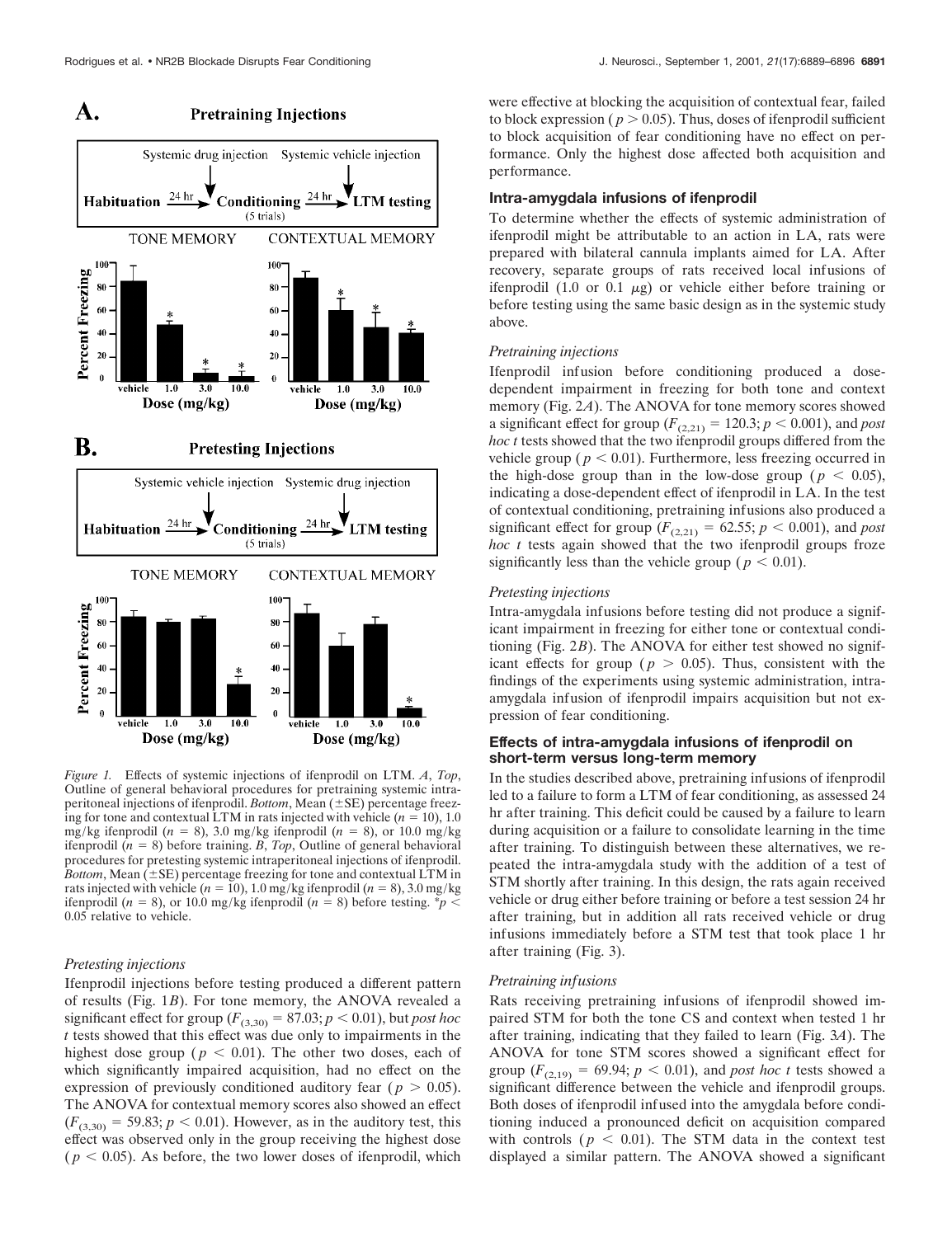*Figure 1.* Effects of systemic injections of ifenprodil on LTM. *A*, *Top*, Outline of general behavioral procedures for pretraining systemic intraperitoneal injections of ifenprodil. *Bottom*, Mean (±SE) percentage freezing for tone and contextual LTM in rats injected with vehicle ($n = 10$), 1.0 mg/kg ifenprodil ($n = 8$), 3.0 mg/kg ifenprodil ($n = 8$), or 10.0 mg/kg ifenprodil ($n = 8$) before training. *B*, *Top*, Outline of general behavioral procedures for pretesting systemic intraperitoneal injections of ifenprodil. *Bottom*, Mean (±SE) percentage freezing for tone and contextual LTM in rats injected with vehicle ($n = 10$), 1.0 mg/kg ifenprodil ($n = 8$), 3.0 mg/kg ifenprodil ($n = 8$), or 10.0 mg/kg ifenprodil ($n = 8$) before testing. *$p < 0.05$ relative to vehicle.

#### *Pretesting injections*

Ifenprodil injections before testing produced a different pattern of results (Fig. 1*B*). For tone memory, the ANOVA revealed a significant effect for group ($F_{(3,30)} = 87.03$; $p < 0.01$), but *post hoc t* tests showed that this effect was due only to impairments in the highest dose group ($p < 0.01$). The other two doses, each of which significantly impaired acquisition, had no effect on the expression of previously conditioned auditory fear ($p > 0.05$). The ANOVA for contextual memory scores also showed an effect ($F_{(3,30)} = 59.83$; $p < 0.01$). However, as in the auditory test, this effect was observed only in the group receiving the highest dose ($p < 0.05$). As before, the two lower doses of ifenprodil, which were effective at blocking the acquisition of contextual fear, failed to block expression ($p > 0.05$). Thus, doses of ifenprodil sufficient to block acquisition of fear conditioning have no effect on performance. Only the highest dose affected both acquisition and performance.

### Intra-amygdala infusions of ifenprodil

To determine whether the effects of systemic administration of ifenprodil might be attributable to an action in LA, rats were prepared with bilateral cannula implants aimed for LA. After recovery, separate groups of rats received local infusions of ifenprodil (1.0 or 0.1 μg) or vehicle either before training or before testing using the same basic design as in the systemic study above.

#### *Pretraining injections*

Ifenprodil infusion before conditioning produced a dose-dependent impairment in freezing for both tone and context memory (Fig. 2*A*). The ANOVA for tone memory scores showed a significant effect for group ($F_{(2,21)} = 120.3$; $p < 0.001$), and *post hoc t* tests showed that the two ifenprodil groups differed from the vehicle group ($p < 0.01$). Furthermore, less freezing occurred in the high-dose group than in the low-dose group ($p < 0.05$), indicating a dose-dependent effect of ifenprodil in LA. In the test of contextual conditioning, pretraining infusions also produced a significant effect for group ($F_{(2,21)} = 62.55$; $p < 0.001$), and *post hoc t* tests again showed that the two ifenprodil groups froze significantly less than the vehicle group ($p < 0.01$).

#### *Pretesting injections*

Intra-amygdala infusions before testing did not produce a significant impairment in freezing for either tone or contextual conditioning (Fig. 2*B*). The ANOVA for either test showed no significant effects for group ($p > 0.05$). Thus, consistent with the findings of the experiments using systemic administration, intra-amygdala infusion of ifenprodil impairs acquisition but not expression of fear conditioning.

### Effects of intra-amygdala infusions of ifenprodil on short-term versus long-term memory

In the studies described above, pretraining infusions of ifenprodil led to a failure to form a LTM of fear conditioning, as assessed 24 hr after training. This deficit could be caused by a failure to learn during acquisition or a failure to consolidate learning in the time after training. To distinguish between these alternatives, we repeated the intra-amygdala study with the addition of a test of STM shortly after training. In this design, the rats again received vehicle or drug either before training or before a test session 24 hr after training, but in addition all rats received vehicle or drug infusions immediately before a STM test that took place 1 hr after training (Fig. 3).

#### *Pretraining infusions*

Rats receiving pretraining infusions of ifenprodil showed impaired STM for both the tone CS and context when tested 1 hr after training, indicating that they failed to learn (Fig. 3*A*). The ANOVA for tone STM scores showed a significant effect for group ($F_{(2,19)} = 69.94$; $p < 0.01$), and *post hoc t* tests showed a significant difference between the vehicle and ifenprodil groups. Both doses of ifenprodil infused into the amygdala before conditioning induced a pronounced deficit on acquisition compared with controls ($p < 0.01$). The STM data in the context test displayed a similar pattern. The ANOVA showed a significant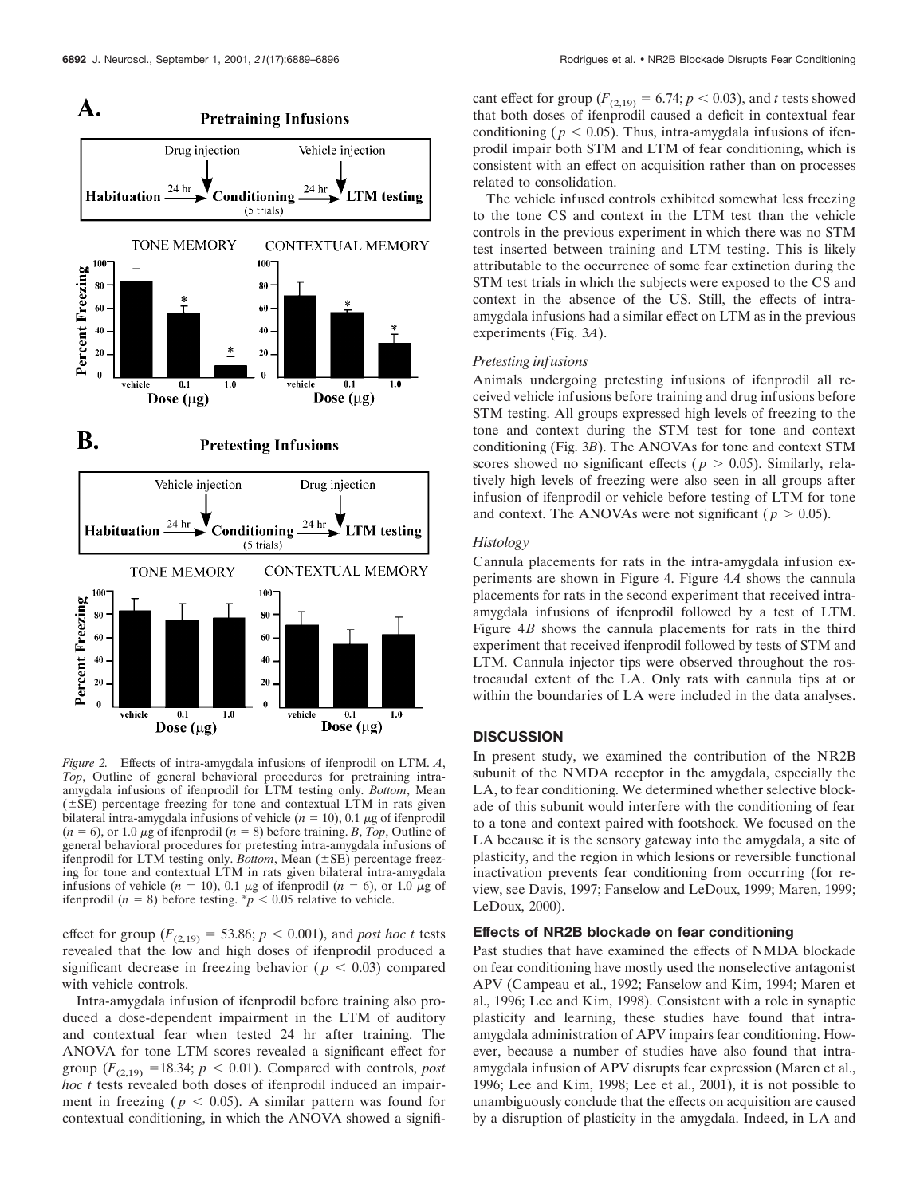*Figure 2.* Effects of intra-amygdala infusions of ifenprodil on LTM. *A*, *Top*, Outline of general behavioral procedures for pretraining intra-amygdala infusions of ifenprodil for LTM testing only. *Bottom*, Mean (±SE) percentage freezing for tone and contextual LTM in rats given bilateral intra-amygdala infusions of vehicle ($n = 10$), 0.1 μg of ifenprodil ($n = 6$), or 1.0 μg of ifenprodil ($n = 8$) before training. *B*, *Top*, Outline of general behavioral procedures for pretesting intra-amygdala infusions of ifenprodil for LTM testing only. *Bottom*, Mean (±SE) percentage freezing for tone and contextual LTM in rats given bilateral intra-amygdala infusions of vehicle ($n = 10$), 0.1 μg of ifenprodil ($n = 6$), or 1.0 μg of ifenprodil ($n = 8$) before testing. $^{*}p < 0.05$ relative to vehicle.

effect for group ($F_{(2,19)} = 53.86$; $p < 0.001$), and *post hoc t* tests revealed that the low and high doses of ifenprodil produced a significant decrease in freezing behavior ($p < 0.03$) compared with vehicle controls.

Intra-amygdala infusion of ifenprodil before training also produced a dose-dependent impairment in the LTM of auditory and contextual fear when tested 24 hr after training. The ANOVA for tone LTM scores revealed a significant effect for group ($F_{(2,19)} = 18.34$; $p < 0.01$). Compared with controls, *post hoc t* tests revealed both doses of ifenprodil induced an impairment in freezing ($p < 0.05$). A similar pattern was found for contextual conditioning, in which the ANOVA showed a significant effect for group ($F_{(2,19)} = 6.74$; $p < 0.03$), and *t* tests showed that both doses of ifenprodil caused a deficit in contextual fear conditioning ($p < 0.05$). Thus, intra-amygdala infusions of ifenprodil impair both STM and LTM of fear conditioning, which is consistent with an effect on acquisition rather than on processes related to consolidation.

The vehicle infused controls exhibited somewhat less freezing to the tone CS and context in the LTM test than the vehicle controls in the previous experiment in which there was no STM test inserted between training and LTM testing. This is likely attributable to the occurrence of some fear extinction during the STM test trials in which the subjects were exposed to the CS and context in the absence of the US. Still, the effects of intra-amygdala infusions had a similar effect on LTM as in the previous experiments (Fig. 3*A*).

### *Pretesting infusions*

Animals undergoing pretesting infusions of ifenprodil all received vehicle infusions before training and drug infusions before STM testing. All groups expressed high levels of freezing to the tone and context during the STM test for tone and context conditioning (Fig. 3*B*). The ANOVAs for tone and context STM scores showed no significant effects ($p > 0.05$). Similarly, relatively high levels of freezing were also seen in all groups after infusion of ifenprodil or vehicle before testing of LTM for tone and context. The ANOVAs were not significant ($p > 0.05$).

### *Histology*

Cannula placements for rats in the intra-amygdala infusion experiments are shown in Figure 4. Figure 4*A* shows the cannula placements for rats in the second experiment that received intra-amygdala infusions of ifenprodil followed by a test of LTM. Figure 4*B* shows the cannula placements for rats in the third experiment that received ifenprodil followed by tests of STM and LTM. Cannula injector tips were observed throughout the rostrocaudal extent of the LA. Only rats with cannula tips at or within the boundaries of LA were included in the data analyses.

## DISCUSSION

In present study, we examined the contribution of the NR2B subunit of the NMDA receptor in the amygdala, especially the LA, to fear conditioning. We determined whether selective blockade of this subunit would interfere with the conditioning of fear to a tone and context paired with footshock. We focused on the LA because it is the sensory gateway into the amygdala, a site of plasticity, and the region in which lesions or reversible functional inactivation prevents fear conditioning from occurring (for review, see Davis, 1997; Fanselow and LeDoux, 1999; Maren, 1999; LeDoux, 2000).

### Effects of NR2B blockade on fear conditioning

Past studies that have examined the effects of NMDA blockade on fear conditioning have mostly used the nonselective antagonist APV (Campeau et al., 1992; Fanselow and Kim, 1994; Maren et al., 1996; Lee and Kim, 1998). Consistent with a role in synaptic plasticity and learning, these studies have found that intra-amygdala administration of APV impairs fear conditioning. However, because a number of studies have also found that intra-amygdala infusion of APV disrupts fear expression (Maren et al., 1996; Lee and Kim, 1998; Lee et al., 2001), it is not possible to unambiguously conclude that the effects on acquisition are caused by a disruption of plasticity in the amygdala. Indeed, in LA and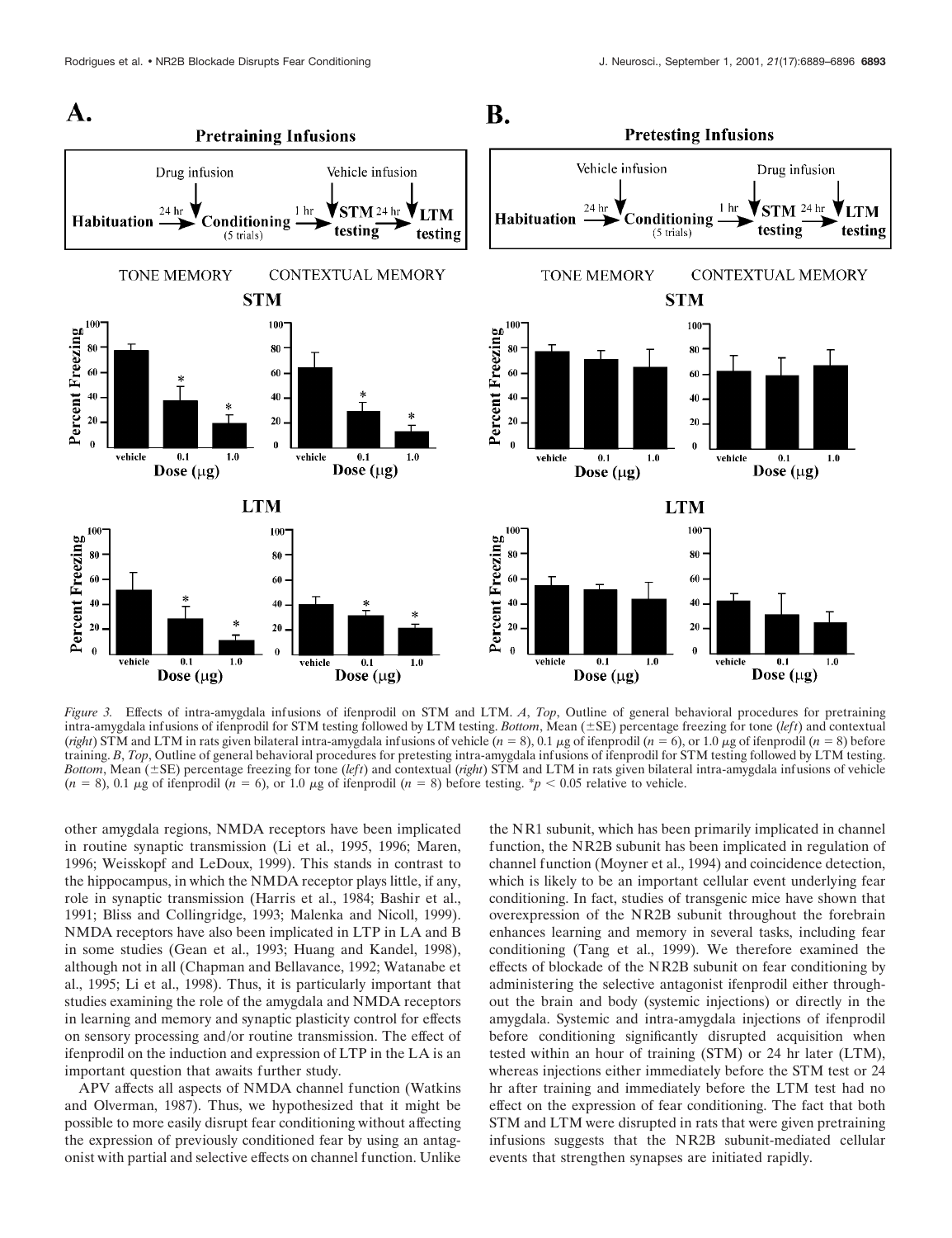*Figure 3.* Effects of intra-amygdala infusions of ifenprodil on STM and LTM. *A*, *Top*, Outline of general behavioral procedures for pretraining intra-amygdala infusions of ifenprodil for STM testing followed by LTM testing. *Bottom*, Mean (±SE) percentage freezing for tone (*left*) and contextual (*right*) STM and LTM in rats given bilateral intra-amygdala infusions of vehicle ($n = 8$), 0.1 μg of ifenprodil ($n = 6$), or 1.0 μg of ifenprodil ($n = 8$) before training. *B*, *Top*, Outline of general behavioral procedures for pretesting intra-amygdala infusions of ifenprodil for STM testing followed by LTM testing. *Bottom*, Mean (±SE) percentage freezing for tone (*left*) and contextual (*right*) STM and LTM in rats given bilateral intra-amygdala infusions of vehicle ($n = 8$), 0.1 μg of ifenprodil ($n = 6$), or 1.0 μg of ifenprodil ($n = 8$) before testing. *$p < 0.05$ relative to vehicle.

other amygdala regions, NMDA receptors have been implicated in routine synaptic transmission (Li et al., 1995, 1996; Maren, 1996; Weisskopf and LeDoux, 1999). This stands in contrast to the hippocampus, in which the NMDA receptor plays little, if any, role in synaptic transmission (Harris et al., 1984; Bashir et al., 1991; Bliss and Collingridge, 1993; Malenka and Nicoll, 1999). NMDA receptors have also been implicated in LTP in LA and B in some studies (Gean et al., 1993; Huang and Kandel, 1998), although not in all (Chapman and Bellavance, 1992; Watanabe et al., 1995; Li et al., 1998). Thus, it is particularly important that studies examining the role of the amygdala and NMDA receptors in learning and memory and synaptic plasticity control for effects on sensory processing and/or routine transmission. The effect of ifenprodil on the induction and expression of LTP in the LA is an important question that awaits further study.

APV affects all aspects of NMDA channel function (Watkins and Olverman, 1987). Thus, we hypothesized that it might be possible to more easily disrupt fear conditioning without affecting the expression of previously conditioned fear by using an antagonist with partial and selective effects on channel function. Unlike the NR1 subunit, which has been primarily implicated in channel function, the NR2B subunit has been implicated in regulation of channel function (Moyner et al., 1994) and coincidence detection, which is likely to be an important cellular event underlying fear conditioning. In fact, studies of transgenic mice have shown that overexpression of the NR2B subunit throughout the forebrain enhances learning and memory in several tasks, including fear conditioning (Tang et al., 1999). We therefore examined the effects of blockade of the NR2B subunit on fear conditioning by administering the selective antagonist ifenprodil either throughout the brain and body (systemic injections) or directly in the amygdala. Systemic and intra-amygdala injections of ifenprodil before conditioning significantly disrupted acquisition when tested within an hour of training (STM) or 24 hr later (LTM), whereas injections either immediately before the STM test or 24 hr after training and immediately before the LTM test had no effect on the expression of fear conditioning. The fact that both STM and LTM were disrupted in rats that were given pretraining infusions suggests that the NR2B subunit-mediated cellular events that strengthen synapses are initiated rapidly.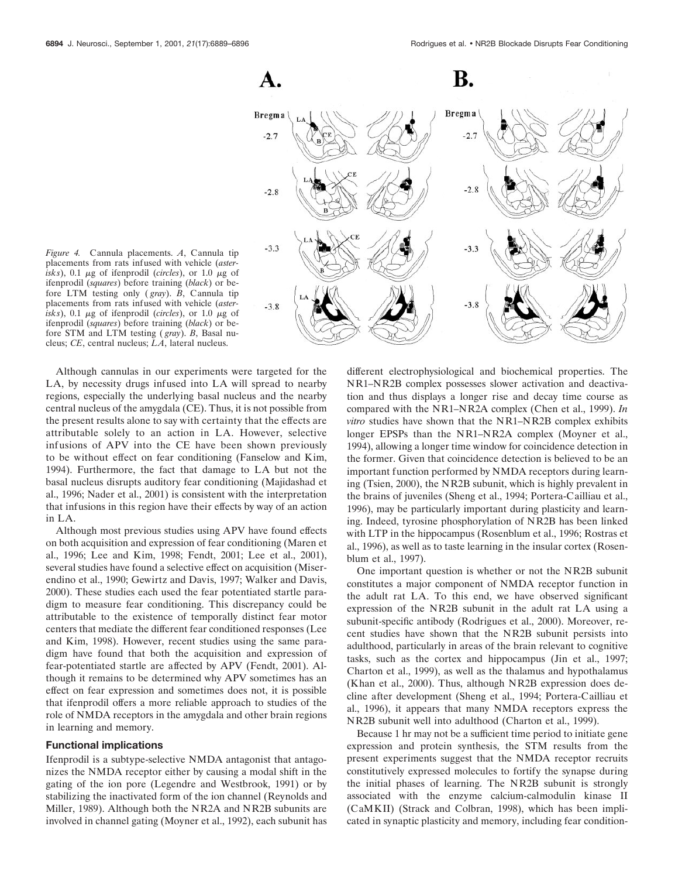*Figure 4.* Cannula placements. *A*, Cannula tip placements from rats infused with vehicle (*asterisks*), 0.1 μg of ifenprodil (*circles*), or 1.0 μg of ifenprodil (*squares*) before training (*black*) or before LTM testing only (*gray*). *B*, Cannula tip placements from rats infused with vehicle (*asterisks*), 0.1 μg of ifenprodil (*circles*), or 1.0 μg of ifenprodil (*squares*) before training (*black*) or before STM and LTM testing (*gray*). *B*, Basal nucleus; *CE*, central nucleus; *LA*, lateral nucleus.

Although cannulas in our experiments were targeted for the LA, by necessity drugs infused into LA will spread to nearby regions, especially the underlying basal nucleus and the nearby central nucleus of the amygdala (CE). Thus, it is not possible from the present results alone to say with certainty that the effects are attributable solely to an action in LA. However, selective infusions of APV into the CE have been shown previously to be without effect on fear conditioning (Fanselow and Kim, 1994). Furthermore, the fact that damage to LA but not the basal nucleus disrupts auditory fear conditioning (Majidashad et al., 1996; Nader et al., 2001) is consistent with the interpretation that infusions in this region have their effects by way of an action in LA.

Although most previous studies using APV have found effects on both acquisition and expression of fear conditioning (Maren et al., 1996; Lee and Kim, 1998; Fendt, 2001; Lee et al., 2001), several studies have found a selective effect on acquisition (Miserendino et al., 1990; Gewirtz and Davis, 1997; Walker and Davis, 2000). These studies each used the fear potentiated startle paradigm to measure fear conditioning. This discrepancy could be attributable to the existence of temporally distinct fear motor centers that mediate the different fear conditioned responses (Lee and Kim, 1998). However, recent studies using the same paradigm have found that both the acquisition and expression of fear-potentiated startle are affected by APV (Fendt, 2001). Although it remains to be determined why APV sometimes has an effect on fear expression and sometimes does not, it is possible that ifenprodil offers a more reliable approach to studies of the role of NMDA receptors in the amygdala and other brain regions in learning and memory.

### Functional implications

Ifenprodil is a subtype-selective NMDA antagonist that antagonizes the NMDA receptor either by causing a modal shift in the gating of the ion pore (Legendre and Westbrook, 1991) or by stabilizing the inactivated form of the ion channel (Reynolds and Miller, 1989). Although both the NR2A and NR2B subunits are involved in channel gating (Moyner et al., 1992), each subunit has different electrophysiological and biochemical properties. The NR1–NR2B complex possesses slower activation and deactivation and thus displays a longer rise and decay time course as compared with the NR1–NR2A complex (Chen et al., 1999). *In vitro* studies have shown that the NR1–NR2B complex exhibits longer EPSPs than the NR1–NR2A complex (Moyner et al., 1994), allowing a longer time window for coincidence detection in the former. Given that coincidence detection is believed to be an important function performed by NMDA receptors during learning (Tsien, 2000), the NR2B subunit, which is highly prevalent in the brains of juveniles (Sheng et al., 1994; Portera-Cailliau et al., 1996), may be particularly important during plasticity and learning. Indeed, tyrosine phosphorylation of NR2B has been linked with LTP in the hippocampus (Rosenblum et al., 1996; Rostras et al., 1996), as well as to taste learning in the insular cortex (Rosenblum et al., 1997).

One important question is whether or not the NR2B subunit constitutes a major component of NMDA receptor function in the adult rat LA. To this end, we have observed significant expression of the NR2B subunit in the adult rat LA using a subunit-specific antibody (Rodrigues et al., 2000). Moreover, recent studies have shown that the NR2B subunit persists into adulthood, particularly in areas of the brain relevant to cognitive tasks, such as the cortex and hippocampus (Jin et al., 1997; Charton et al., 1999), as well as the thalamus and hypothalamus (Khan et al., 2000). Thus, although NR2B expression does decline after development (Sheng et al., 1994; Portera-Cailliau et al., 1996), it appears that many NMDA receptors express the NR2B subunit well into adulthood (Charton et al., 1999).

Because 1 hr may not be a sufficient time period to initiate gene expression and protein synthesis, the STM results from the present experiments suggest that the NMDA receptor recruits constitutively expressed molecules to fortify the synapse during the initial phases of learning. The NR2B subunit is strongly associated with the enzyme calcium-calmodulin kinase II (CaMKII) (Strack and Colbran, 1998), which has been implicated in synaptic plasticity and memory, including fear condition-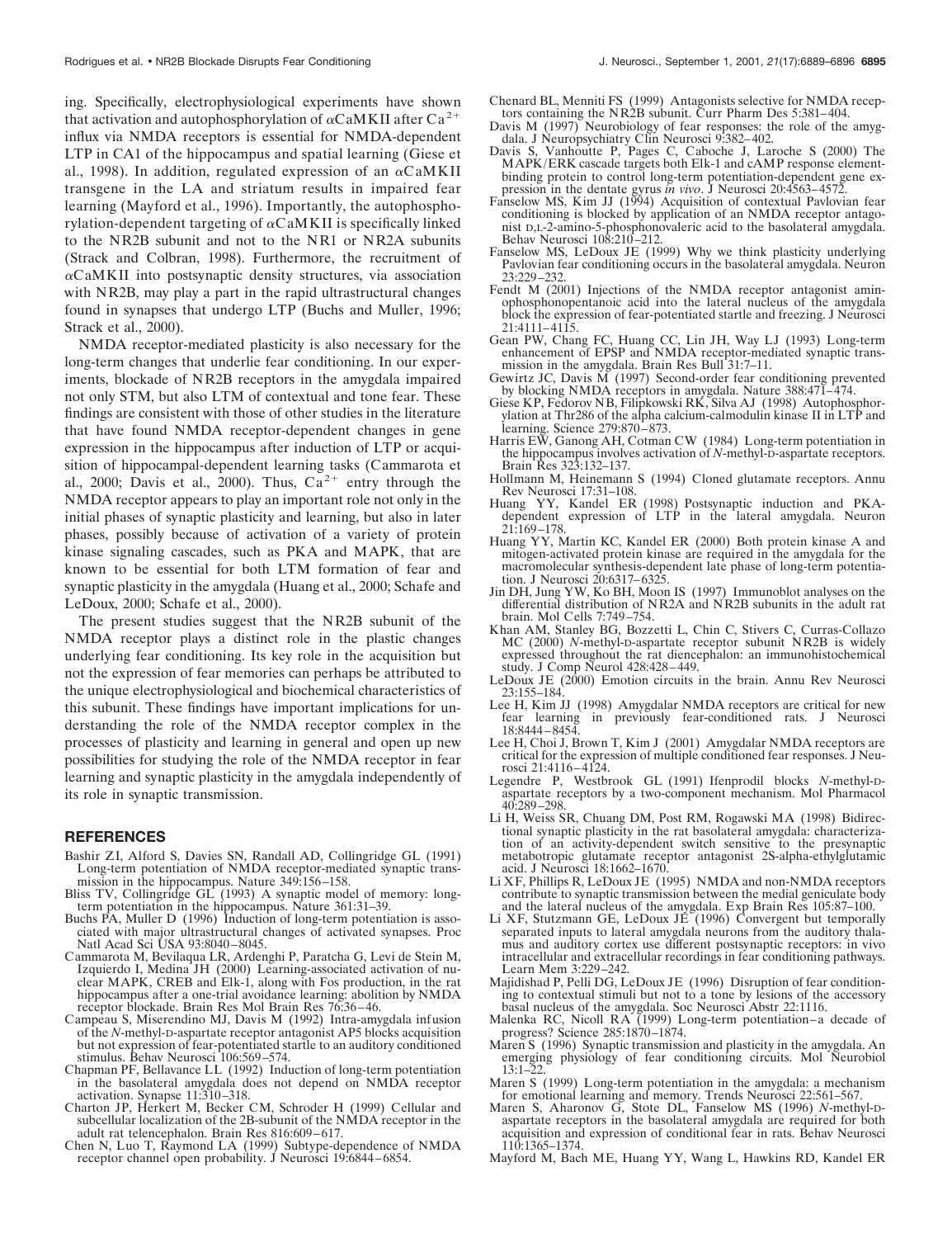ing. Specifically, electrophysiological experiments have shown that activation and autophosphorylation of $\alpha$CaMKII after $Ca^{2+}$ influx via NMDA receptors is essential for NMDA-dependent LTP in CA1 of the hippocampus and spatial learning (Giese et al., 1998). In addition, regulated expression of an $\alpha$CaMKII transgene in the LA and striatum results in impaired fear learning (Mayford et al., 1996). Importantly, the autophosphorylation-dependent targeting of $\alpha$CaMKII is specifically linked to the NR2B subunit and not to the NR1 or NR2A subunits (Strack and Colbran, 1998). Furthermore, the recruitment of $\alpha$CaMKII into postsynaptic density structures, via association with NR2B, may play a part in the rapid ultrastructural changes found in synapses that undergo LTP (Buchs and Muller, 1996; Strack et al., 2000).

NMDA receptor-mediated plasticity is also necessary for the long-term changes that underlie fear conditioning. In our experiments, blockade of NR2B receptors in the amygdala impaired not only STM, but also LTM of contextual and tone fear. These findings are consistent with those of other studies in the literature that have found NMDA receptor-dependent changes in gene expression in the hippocampus after induction of LTP or acquisition of hippocampal-dependent learning tasks (Cammarota et al., 2000; Davis et al., 2000). Thus, $Ca^{2+}$ entry through the NMDA receptor appears to play an important role not only in the initial phases of synaptic plasticity and learning, but also in later phases, possibly because of activation of a variety of protein kinase signaling cascades, such as PKA and MAPK, that are known to be essential for both LTM formation of fear and synaptic plasticity in the amygdala (Huang et al., 2000; Schafe and LeDoux, 2000; Schafe et al., 2000).

The present studies suggest that the NR2B subunit of the NMDA receptor plays a distinct role in the plastic changes underlying fear conditioning. Its key role in the acquisition but not the expression of fear memories can perhaps be attributed to the unique electrophysiological and biochemical characteristics of this subunit. These findings have important implications for understanding the role of the NMDA receptor complex in the processes of plasticity and learning in general and open up new possibilities for studying the role of the NMDA receptor in fear learning and synaptic plasticity in the amygdala independently of its role in synaptic transmission.

## REFERENCES

Bashir ZI, Alford S, Davies SN, Randall AD, Collingridge GL (1991) Long-term potentiation of NMDA receptor-mediated synaptic transmission in the hippocampus. Nature 349:156–158.

Bliss TV, Collingridge GL (1993) A synaptic model of memory: long-term potentiation in the hippocampus. Nature 361:31–39.

Buchs PA, Muller D (1996) Induction of long-term potentiation is associated with major ultrastructural changes of activated synapses. Proc Natl Acad Sci USA 93:8040–8045.

Cammarota M, Bevilaqua LR, Ardenghi P, Paratcha G, Levi de Stein M, Izquierdo I, Medina JH (2000) Learning-associated activation of nuclear MAPK, CREB and Elk-1, along with Fos production, in the rat hippocampus after a one-trial avoidance learning: abolition by NMDA receptor blockade. Brain Res Mol Brain Res 76:36–46.

Campeau S, Miserendino MJ, Davis M (1992) Intra-amygdala infusion of the *N*-methyl-D-aspartate receptor antagonist AP5 blocks acquisition but not expression of fear-potentiated startle to an auditory conditioned stimulus. Behav Neurosci 106:569–574.

Chapman PF, Bellavance LL (1992) Induction of long-term potentiation in the basolateral amygdala does not depend on NMDA receptor activation. Synapse 11:310–318.

Charton JP, Herkert M, Becker CM, Schroder H (1999) Cellular and subcellular localization of the 2B-subunit of the NMDA receptor in the adult rat telencephalon. Brain Res 816:609–617.

Chen N, Luo T, Raymond LA (1999) Subtype-dependence of NMDA receptor channel open probability. J Neurosci 19:6844–6854.

Chenard BL, Menniti FS (1999) Antagonists selective for NMDA receptors containing the NR2B subunit. Curr Pharm Des 5:381–404.

Davis M (1997) Neurobiology of fear responses: the role of the amygdala. J Neuropsychiatry Clin Neurosci 9:382–402.

Davis S, Vanhoutte P, Pages C, Caboche J, Laroche S (2000) The MAPK/ERK cascade targets both Elk-1 and cAMP response element-binding protein to control long-term potentiation-dependent gene expression in the dentate gyrus *in vivo*. J Neurosci 20:4563–4572.

Fanselow MS, Kim JJ (1994) Acquisition of contextual Pavlovian fear conditioning is blocked by application of an NMDA receptor antagonist D,L-2-amino-5-phosphonovaleric acid to the basolateral amygdala. Behav Neurosci 108:210–212.

Fanselow MS, LeDoux JE (1999) Why we think plasticity underlying Pavlovian fear conditioning occurs in the basolateral amygdala. Neuron 23:229–232.

Fendt M (2001) Injections of the NMDA receptor antagonist aminophosphonopentanoic acid into the lateral nucleus of the amygdala block the expression of fear-potentiated startle and freezing. J Neurosci 21:4111–4115.

Gean PW, Chang FC, Huang CC, Lin JH, Way LJ (1993) Long-term enhancement of EPSP and NMDA receptor-mediated synaptic transmission in the amygdala. Brain Res Bull 31:7–11.

Gewirtz JC, Davis M (1997) Second-order fear conditioning prevented by blocking NMDA receptors in amygdala. Nature 388:471–474.

Giese KP, Fedorov NB, Filipkowski RK, Silva AJ (1998) Autophosphorylation at Thr286 of the alpha calcium-calmodulin kinase II in LTP and learning. Science 279:870–873.

Harris EW, Ganong AH, Cotman CW (1984) Long-term potentiation in the hippocampus involves activation of *N*-methyl-D-aspartate receptors. Brain Res 323:132–137.

Hollmann M, Heinemann S (1994) Cloned glutamate receptors. Annu Rev Neurosci 17:31–108.

Huang YY, Kandel ER (1998) Postsynaptic induction and PKA-dependent expression of LTP in the lateral amygdala. Neuron 21:169–178.

Huang YY, Martin KC, Kandel ER (2000) Both protein kinase A and mitogen-activated protein kinase are required in the amygdala for the macromolecular synthesis-dependent late phase of long-term potentiation. J Neurosci 20:6317–6325.

Jin DH, Jung YW, Ko BH, Moon IS (1997) Immunoblot analyses on the differential distribution of NR2A and NR2B subunits in the adult rat brain. Mol Cells 7:749–754.

Khan AM, Stanley BG, Bozzetti L, Chin C, Stivers C, Curras-Collazo MC (2000) *N*-methyl-D-aspartate receptor subunit NR2B is widely expressed throughout the rat diencephalon: an immunohistochemical study. J Comp Neurol 428:428–449.

LeDoux JE (2000) Emotion circuits in the brain. Annu Rev Neurosci 23:155–184.

Lee H, Kim JJ (1998) Amygdalar NMDA receptors are critical for new fear learning in previously fear-conditioned rats. J Neurosci 18:8444–8454.

Lee H, Choi J, Brown T, Kim J (2001) Amygdalar NMDA receptors are critical for the expression of multiple conditioned fear responses. J Neurosci 21:4116–4124.

Legendre P, Westbrook GL (1991) Ifenprodil blocks *N*-methyl-D-aspartate receptors by a two-component mechanism. Mol Pharmacol 40:289–298.

Li H, Weiss SR, Chuang DM, Post RM, Rogawski MA (1998) Bidirectional synaptic plasticity in the rat basolateral amygdala: characterization of an activity-dependent switch sensitive to the presynaptic metabotropic glutamate receptor antagonist 2S-alpha-ethylglutamic acid. J Neurosci 18:1662–1670.

Li XF, Phillips R, LeDoux JE (1995) NMDA and non-NMDA receptors contribute to synaptic transmission between the medial geniculate body and the lateral nucleus of the amygdala. Exp Brain Res 105:87–100.

Li XF, Stutzmann GE, LeDoux JE (1996) Convergent but temporally separated inputs to lateral amygdala neurons from the auditory thalamus and auditory cortex use different postsynaptic receptors: in vivo intracellular and extracellular recordings in fear conditioning pathways. Learn Mem 3:229–242.

Majidishad P, Pelli DG, LeDoux JE (1996) Disruption of fear conditioning to contextual stimuli but not to a tone by lesions of the accessory basal nucleus of the amygdala. Soc Neurosci Abstr 22:1116.

Malenka RC, Nicoll RA (1999) Long-term potentiation–a decade of progress? Science 285:1870–1874.

Maren S (1996) Synaptic transmission and plasticity in the amygdala. An emerging physiology of fear conditioning circuits. Mol Neurobiol 13:1–22.

Maren S (1999) Long-term potentiation in the amygdala: a mechanism for emotional learning and memory. Trends Neurosci 22:561–567.

Maren S, Aharonov G, Stote DL, Fanselow MS (1996) *N*-methyl-D-aspartate receptors in the basolateral amygdala are required for both acquisition and expression of conditional fear in rats. Behav Neurosci 110:1365–1374.

Mayford M, Bach ME, Huang YY, Wang L, Hawkins RD, Kandel ER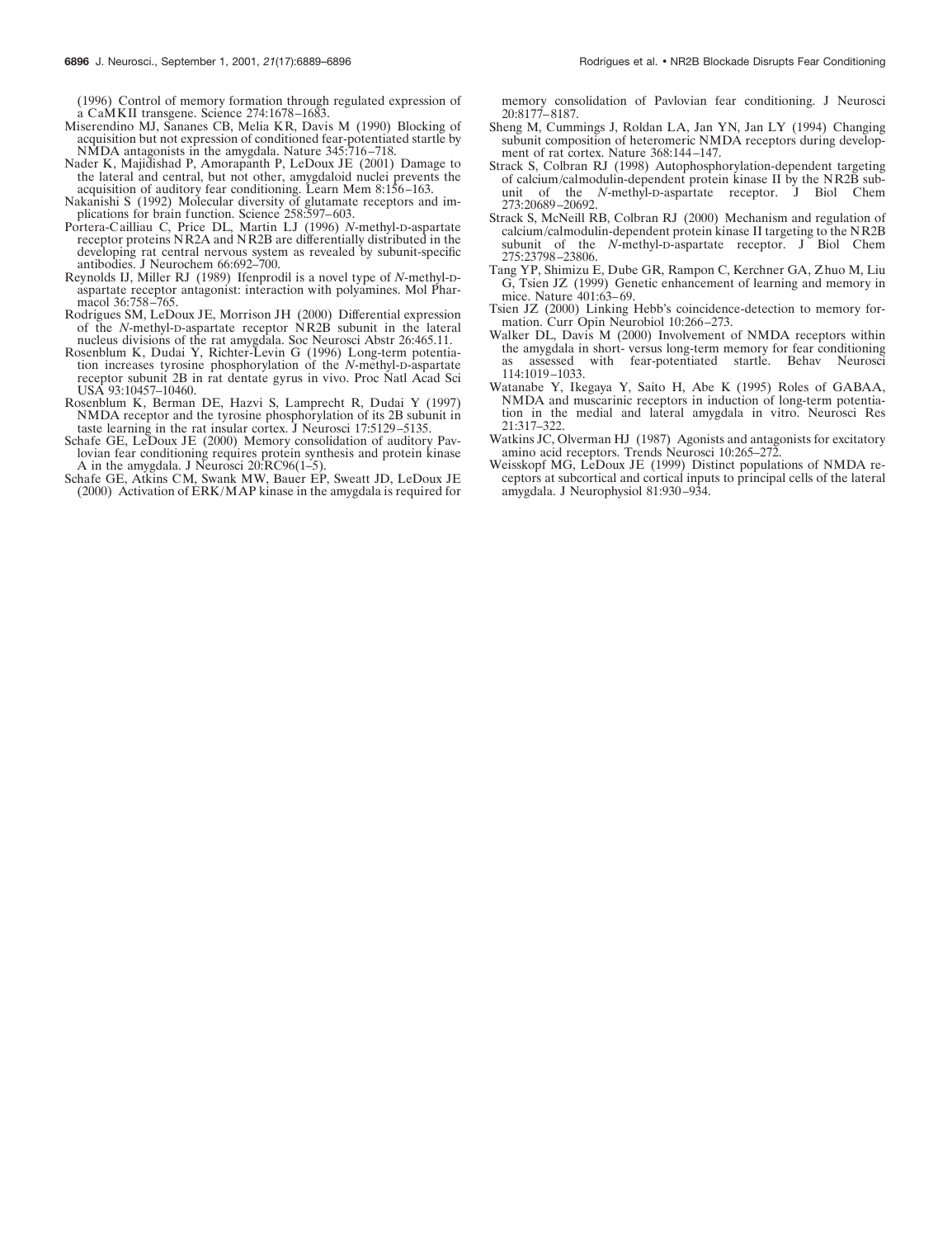(1996) Control of memory formation through regulated expression of a CaMKII transgene. Science 274:1678–1683.

Miserendino MJ, Sananes CB, Melia KR, Davis M (1990) Blocking of acquisition but not expression of conditioned fear-potentiated startle by NMDA antagonists in the amygdala. Nature 345:716–718.

Nader K, Majidishad P, Amorapanth P, LeDoux JE (2001) Damage to the lateral and central, but not other, amygdaloid nuclei prevents the acquisition of auditory fear conditioning. Learn Mem 8:156–163.

Nakanishi S (1992) Molecular diversity of glutamate receptors and implications for brain function. Science 258:597–603.

Portera-Cailliau C, Price DL, Martin LJ (1996) *N*-methyl-D-aspartate receptor proteins NR2A and NR2B are differentially distributed in the developing rat central nervous system as revealed by subunit-specific antibodies. J Neurochem 66:692–700.

Reynolds IJ, Miller RJ (1989) Ifenprodil is a novel type of *N*-methyl-D-aspartate receptor antagonist: interaction with polyamines. Mol Pharmacol 36:758–765.

Rodrigues SM, LeDoux JE, Morrison JH (2000) Differential expression of the *N*-methyl-D-aspartate receptor NR2B subunit in the lateral nucleus divisions of the rat amygdala. Soc Neurosci Abstr 26:465.11.

Rosenblum K, Dudai Y, Richter-Levin G (1996) Long-term potentiation increases tyrosine phosphorylation of the *N*-methyl-D-aspartate receptor subunit 2B in rat dentate gyrus in vivo. Proc Natl Acad Sci USA 93:10457–10460.

Rosenblum K, Berman DE, Hazvi S, Lamprecht R, Dudai Y (1997) NMDA receptor and the tyrosine phosphorylation of its 2B subunit in taste learning in the rat insular cortex. J Neurosci 17:5129–5135.

Schafe GE, LeDoux JE (2000) Memory consolidation of auditory Pavlovian fear conditioning requires protein synthesis and protein kinase A in the amygdala. J Neurosci 20:RC96(1–5).

Schafe GE, Atkins CM, Swank MW, Bauer EP, Sweatt JD, LeDoux JE (2000) Activation of ERK/MAP kinase in the amygdala is required for memory consolidation of Pavlovian fear conditioning. J Neurosci 20:8177–8187.

Sheng M, Cummings J, Roldan LA, Jan YN, Jan LY (1994) Changing subunit composition of heteromeric NMDA receptors during development of rat cortex. Nature 368:144–147.

Strack S, Colbran RJ (1998) Autophosphorylation-dependent targeting of calcium/calmodulin-dependent protein kinase II by the NR2B subunit of the *N*-methyl-D-aspartate receptor. J Biol Chem 273:20689–20692.

Strack S, McNeill RB, Colbran RJ (2000) Mechanism and regulation of calcium/calmodulin-dependent protein kinase II targeting to the NR2B subunit of the *N*-methyl-D-aspartate receptor. J Biol Chem 275:23798–23806.

Tang YP, Shimizu E, Dube GR, Rampon C, Kerchner GA, Zhuo M, Liu G, Tsien JZ (1999) Genetic enhancement of learning and memory in mice. Nature 401:63–69.

Tsien JZ (2000) Linking Hebb's coincidence-detection to memory formation. Curr Opin Neurobiol 10:266–273.

Walker DL, Davis M (2000) Involvement of NMDA receptors within the amygdala in short- versus long-term memory for fear conditioning as assessed with fear-potentiated startle. Behav Neurosci 114:1019–1033.

Watanabe Y, Ikegaya Y, Saito H, Abe K (1995) Roles of GABAA, NMDA and muscarinic receptors in induction of long-term potentiation in the medial and lateral amygdala in vitro. Neurosci Res 21:317–322.

Watkins JC, Olverman HJ (1987) Agonists and antagonists for excitatory amino acid receptors. Trends Neurosci 10:265–272.

Weisskopf MG, LeDoux JE (1999) Distinct populations of NMDA receptors at subcortical and cortical inputs to principal cells of the lateral amygdala. J Neurophysiol 81:930–934.